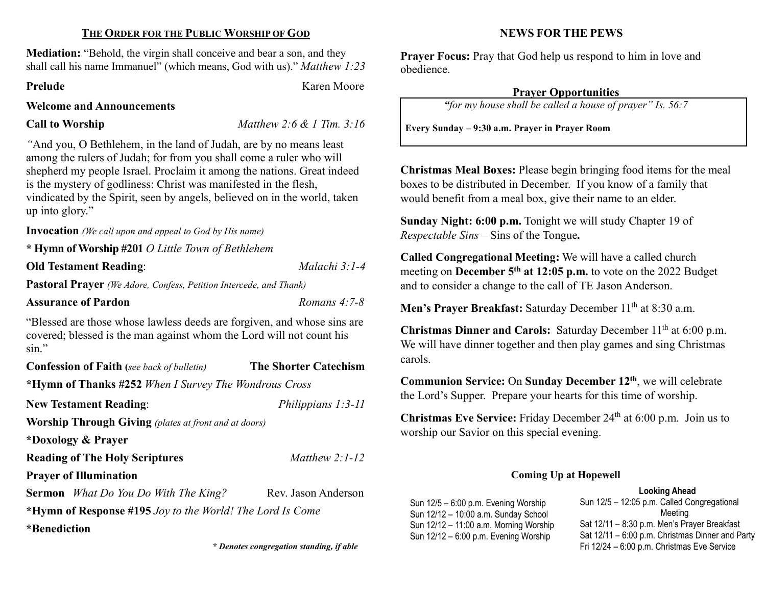## The Order for the Public Worship of God

**Mediation:** "Behold, the virgin shall conceive and bear a son, and they shall call his name Immanuel" (which means, God with us)." *Matthew 1:23*

**Prelude** Karen Moore

**Welcome and Announcements**

**Call to Worship** *Matthew 2:6 & 1 Tim. 3:16*

*"*And you, O Bethlehem, in the land of Judah, are by no means least among the rulers of Judah; for from you shall come a ruler who will shepherd my people Israel. Proclaim it among the nations. Great indeed is the mystery of godliness: Christ was manifested in the flesh, vindicated by the Spirit, seen by angels, believed on in the world, taken up into glory."

**Invocation** *(We call upon and appeal to God by His name)*

**\* Hymn of Worship #201** *O Little Town of Bethlehem*

**Old Testament Reading**: *Malachi 3:1-4*

**Pastoral Prayer** *(We Adore, Confess, Petition Intercede, and Thank)*

**Assurance of Pardon** *Romans 4:7-8*

"Blessed are those whose lawless deeds are forgiven, and whose sins are covered; blessed is the man against whom the Lord will not count his sin."

**Confession of Faith (***see back of bulletin)* **The Shorter Catechism**

**\*Hymn of Thanks #252** *When I Survey The Wondrous Cross*

**New Testament Reading**: *Philippians 1:3-11*

**Worship Through Giving** *(plates at front and at doors)*

**\*Doxology & Prayer**

**Reading of The Holy Scriptures** *Matthew 2:1-12*

**Prayer of Illumination**

**Sermon** *What Do You Do With The King?* Rev. Jason Anderson

**\*Hymn of Response #195** *Joy to the World! The Lord Is Come*

**\*Benediction**

***\* Denotes congregation standing, if able***

## NEWS FOR THE PEWS

**Prayer Focus:** Pray that God help us respond to him in love and obedience.

### Prayer Opportunities

*"for my house shall be called a house of prayer" Is. 56:7*

**Every Sunday – 9:30 a.m. Prayer in Prayer Room**

**Christmas Meal Boxes:** Please begin bringing food items for the meal boxes to be distributed in December. If you know of a family that would benefit from a meal box, give their name to an elder.

**Sunday Night: 6:00 p.m.** Tonight we will study Chapter 19 of *Respectable Sins* – Sins of the Tongue**.**

**Called Congregational Meeting:** We will have a called church meeting on **December 5th at 12:05 p.m.** to vote on the 2022 Budget and to consider a change to the call of TE Jason Anderson.

**Men's Prayer Breakfast:** Saturday December 11th at 8:30 a.m.

**Christmas Dinner and Carols:** Saturday December 11th at 6:00 p.m. We will have dinner together and then play games and sing Christmas carols.

**Communion Service:** On **Sunday December 12th**, we will celebrate the Lord's Supper. Prepare your hearts for this time of worship.

**Christmas Eve Service:** Friday December 24th at 6:00 p.m. Join us to worship our Savior on this special evening.

### Coming Up at Hopewell

Sun 12/5 – 6:00 p.m. Evening Worship
Sun 12/12 – 10:00 a.m. Sunday School
Sun 12/12 – 11:00 a.m. Morning Worship
Sun 12/12 – 6:00 p.m. Evening Worship

**Looking Ahead**

Sun 12/5 – 12:05 p.m. Called Congregational Meeting
Sat 12/11 – 8:30 p.m. Men's Prayer Breakfast
Sat 12/11 – 6:00 p.m. Christmas Dinner and Party
Fri 12/24 – 6:00 p.m. Christmas Eve Service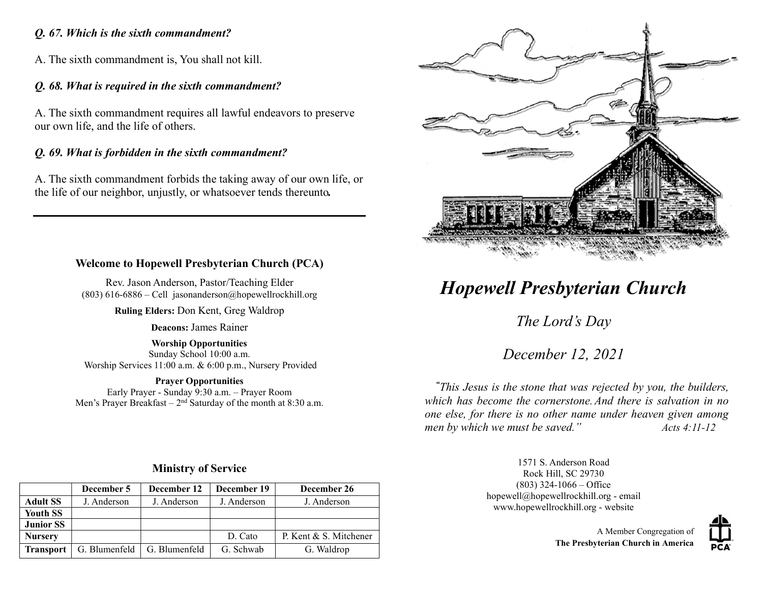***Q. 67. Which is the sixth commandment?***

A. The sixth commandment is, You shall not kill.

***Q. 68. What is required in the sixth commandment?***

A. The sixth commandment requires all lawful endeavors to preserve our own life, and the life of others.

***Q. 69. What is forbidden in the sixth commandment?***

A. The sixth commandment forbids the taking away of our own life, or the life of our neighbor, unjustly, or whatsoever tends thereunto**.**

---

### Welcome to Hopewell Presbyterian Church (PCA)

Rev. Jason Anderson, Pastor/Teaching Elder
(803) 616-6886 – Cell jasonanderson@hopewellrockhill.org

**Ruling Elders:** Don Kent, Greg Waldrop

**Deacons:** James Rainer

**Worship Opportunities**
Sunday School 10:00 a.m.
Worship Services 11:00 a.m. & 6:00 p.m., Nursery Provided

**Prayer Opportunities**
Early Prayer - Sunday 9:30 a.m. – Prayer Room
Men's Prayer Breakfast – 2nd Saturday of the month at 8:30 a.m.

### Ministry of Service

| | December 5 | December 12 | December 19 | December 26 |
|---|---|---|---|---|
| **Adult SS** | J. Anderson | J. Anderson | J. Anderson | J. Anderson |
| **Youth SS** | | | | |
| **Junior SS** | | | | |
| **Nursery** | | | D. Cato | P. Kent & S. Mitchener |
| **Transport** | G. Blumenfeld | G. Blumenfeld | G. Schwab | G. Waldrop |

# *Hopewell Presbyterian Church*

*The Lord's Day*

*December 12, 2021*

*"This Jesus is the stone that was rejected by you, the builders, which has become the cornerstone. And there is salvation in no one else, for there is no other name under heaven given among men by which we must be saved."* *Acts 4:11-12*

1571 S. Anderson Road
Rock Hill, SC 29730
(803) 324-1066 – Office
hopewell@hopewellrockhill.org - email
www.hopewellrockhill.org - website

A Member Congregation of
**The Presbyterian Church in America**